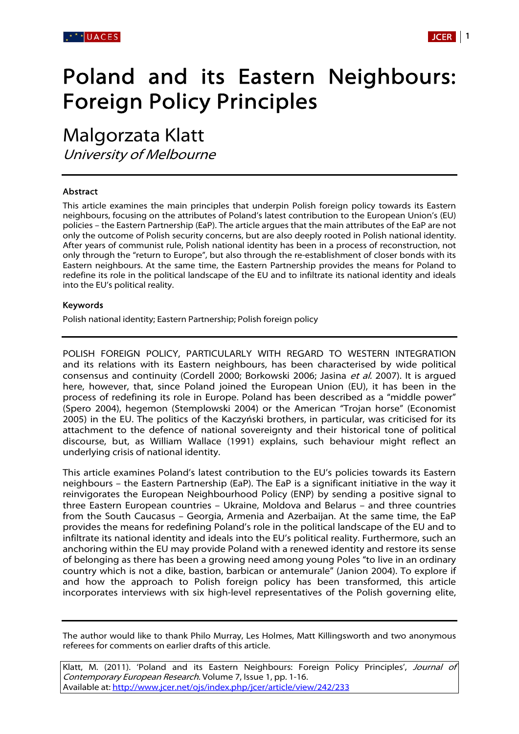# Poland and its Eastern Neighbours: Foreign Policy Principles

## Malgorzata Klatt

*University of Melbourne*

---

### Abstract

This article examines the main principles that underpin Polish foreign policy towards its Eastern neighbours, focusing on the attributes of Poland's latest contribution to the European Union's (EU) policies – the Eastern Partnership (EaP). The article argues that the main attributes of the EaP are not only the outcome of Polish security concerns, but are also deeply rooted in Polish national identity. After years of communist rule, Polish national identity has been in a process of reconstruction, not only through the "return to Europe", but also through the re-establishment of closer bonds with its Eastern neighbours. At the same time, the Eastern Partnership provides the means for Poland to redefine its role in the political landscape of the EU and to infiltrate its national identity and ideals into the EU's political reality.

### Keywords

Polish national identity; Eastern Partnership; Polish foreign policy

---

POLISH FOREIGN POLICY, PARTICULARLY WITH REGARD TO WESTERN INTEGRATION and its relations with its Eastern neighbours, has been characterised by wide political consensus and continuity (Cordell 2000; Borkowski 2006; Jasina *et al.* 2007). It is argued here, however, that, since Poland joined the European Union (EU), it has been in the process of redefining its role in Europe. Poland has been described as a "middle power" (Spero 2004), hegemon (Stemplowski 2004) or the American "Trojan horse" (Economist 2005) in the EU. The politics of the Kaczyński brothers, in particular, was criticised for its attachment to the defence of national sovereignty and their historical tone of political discourse, but, as William Wallace (1991) explains, such behaviour might reflect an underlying crisis of national identity.

This article examines Poland's latest contribution to the EU's policies towards its Eastern neighbours – the Eastern Partnership (EaP). The EaP is a significant initiative in the way it reinvigorates the European Neighbourhood Policy (ENP) by sending a positive signal to three Eastern European countries – Ukraine, Moldova and Belarus – and three countries from the South Caucasus – Georgia, Armenia and Azerbaijan. At the same time, the EaP provides the means for redefining Poland's role in the political landscape of the EU and to infiltrate its national identity and ideals into the EU's political reality. Furthermore, such an anchoring within the EU may provide Poland with a renewed identity and restore its sense of belonging as there has been a growing need among young Poles "to live in an ordinary country which is not a dike, bastion, barbican or antemurale" (Janion 2004). To explore if and how the approach to Polish foreign policy has been transformed, this article incorporates interviews with six high-level representatives of the Polish governing elite,

---

The author would like to thank Philo Murray, Les Holmes, Matt Killingsworth and two anonymous referees for comments on earlier drafts of this article.

Klatt, M. (2011). 'Poland and its Eastern Neighbours: Foreign Policy Principles', *Journal of Contemporary European Research*. Volume 7, Issue 1, pp. 1-16.
Available at: http://www.jcer.net/ojs/index.php/jcer/article/view/242/233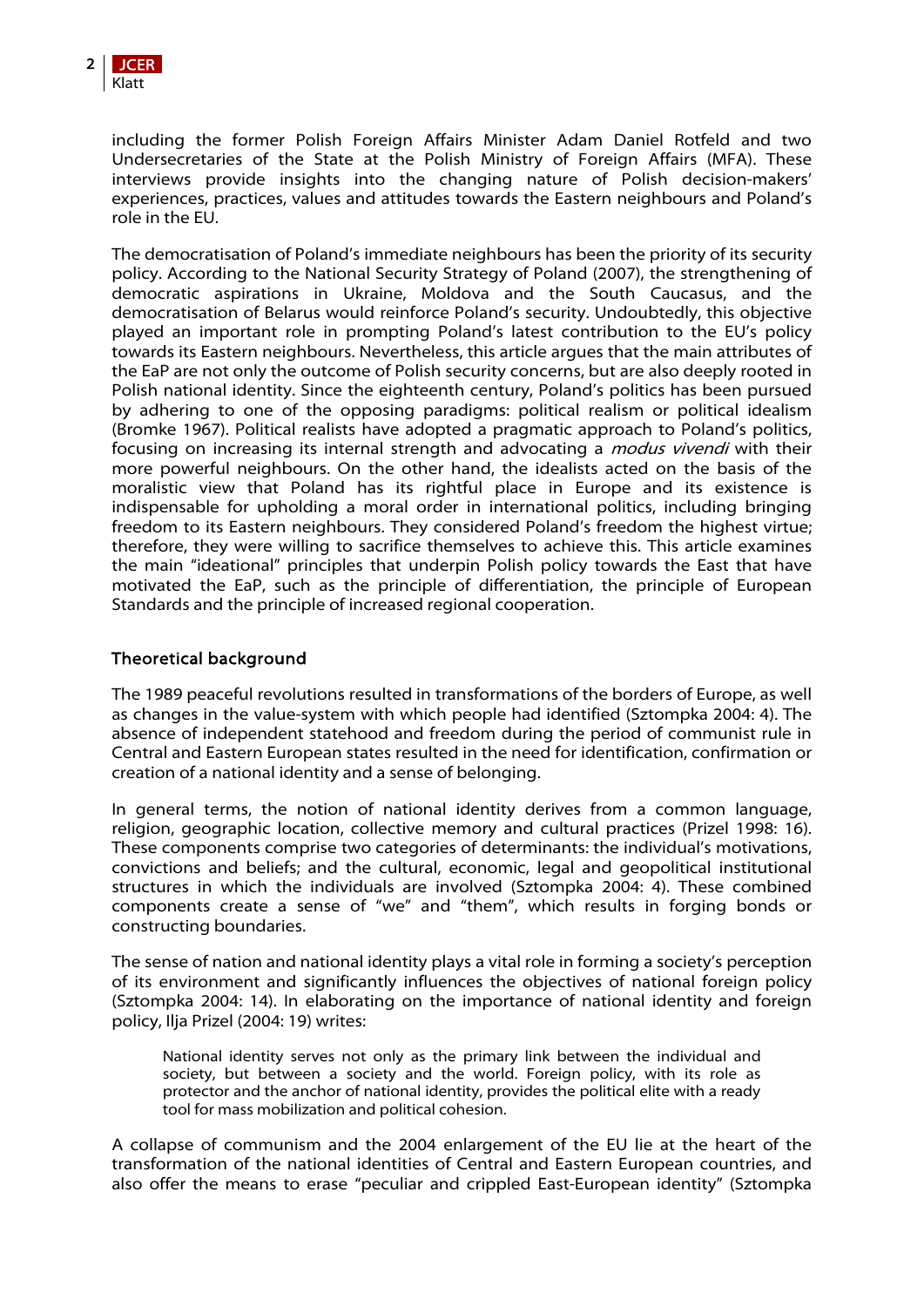including the former Polish Foreign Affairs Minister Adam Daniel Rotfeld and two Undersecretaries of the State at the Polish Ministry of Foreign Affairs (MFA). These interviews provide insights into the changing nature of Polish decision-makers' experiences, practices, values and attitudes towards the Eastern neighbours and Poland's role in the EU.

The democratisation of Poland's immediate neighbours has been the priority of its security policy. According to the National Security Strategy of Poland (2007), the strengthening of democratic aspirations in Ukraine, Moldova and the South Caucasus, and the democratisation of Belarus would reinforce Poland's security. Undoubtedly, this objective played an important role in prompting Poland's latest contribution to the EU's policy towards its Eastern neighbours. Nevertheless, this article argues that the main attributes of the EaP are not only the outcome of Polish security concerns, but are also deeply rooted in Polish national identity. Since the eighteenth century, Poland's politics has been pursued by adhering to one of the opposing paradigms: political realism or political idealism (Bromke 1967). Political realists have adopted a pragmatic approach to Poland's politics, focusing on increasing its internal strength and advocating a *modus vivendi* with their more powerful neighbours. On the other hand, the idealists acted on the basis of the moralistic view that Poland has its rightful place in Europe and its existence is indispensable for upholding a moral order in international politics, including bringing freedom to its Eastern neighbours. They considered Poland's freedom the highest virtue; therefore, they were willing to sacrifice themselves to achieve this. This article examines the main "ideational" principles that underpin Polish policy towards the East that have motivated the EaP, such as the principle of differentiation, the principle of European Standards and the principle of increased regional cooperation.

## Theoretical background

The 1989 peaceful revolutions resulted in transformations of the borders of Europe, as well as changes in the value-system with which people had identified (Sztompka 2004: 4). The absence of independent statehood and freedom during the period of communist rule in Central and Eastern European states resulted in the need for identification, confirmation or creation of a national identity and a sense of belonging.

In general terms, the notion of national identity derives from a common language, religion, geographic location, collective memory and cultural practices (Prizel 1998: 16). These components comprise two categories of determinants: the individual's motivations, convictions and beliefs; and the cultural, economic, legal and geopolitical institutional structures in which the individuals are involved (Sztompka 2004: 4). These combined components create a sense of "we" and "them", which results in forging bonds or constructing boundaries.

The sense of nation and national identity plays a vital role in forming a society's perception of its environment and significantly influences the objectives of national foreign policy (Sztompka 2004: 14). In elaborating on the importance of national identity and foreign policy, Ilja Prizel (2004: 19) writes:

> National identity serves not only as the primary link between the individual and society, but between a society and the world. Foreign policy, with its role as protector and the anchor of national identity, provides the political elite with a ready tool for mass mobilization and political cohesion.

A collapse of communism and the 2004 enlargement of the EU lie at the heart of the transformation of the national identities of Central and Eastern European countries, and also offer the means to erase "peculiar and crippled East-European identity" (Sztompka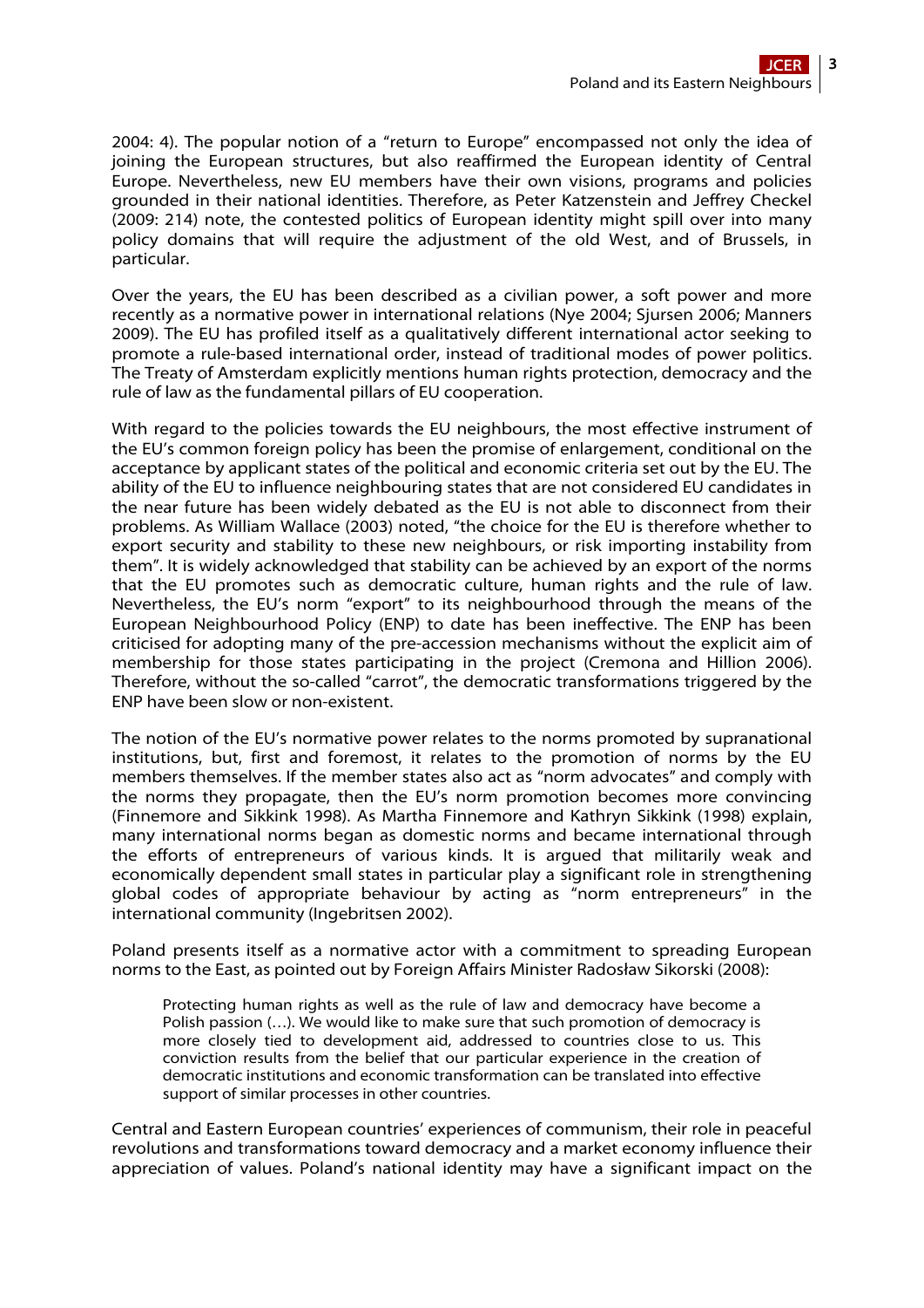2004: 4). The popular notion of a "return to Europe" encompassed not only the idea of joining the European structures, but also reaffirmed the European identity of Central Europe. Nevertheless, new EU members have their own visions, programs and policies grounded in their national identities. Therefore, as Peter Katzenstein and Jeffrey Checkel (2009: 214) note, the contested politics of European identity might spill over into many policy domains that will require the adjustment of the old West, and of Brussels, in particular.

Over the years, the EU has been described as a civilian power, a soft power and more recently as a normative power in international relations (Nye 2004; Sjursen 2006; Manners 2009). The EU has profiled itself as a qualitatively different international actor seeking to promote a rule-based international order, instead of traditional modes of power politics. The Treaty of Amsterdam explicitly mentions human rights protection, democracy and the rule of law as the fundamental pillars of EU cooperation.

With regard to the policies towards the EU neighbours, the most effective instrument of the EU's common foreign policy has been the promise of enlargement, conditional on the acceptance by applicant states of the political and economic criteria set out by the EU. The ability of the EU to influence neighbouring states that are not considered EU candidates in the near future has been widely debated as the EU is not able to disconnect from their problems. As William Wallace (2003) noted, "the choice for the EU is therefore whether to export security and stability to these new neighbours, or risk importing instability from them". It is widely acknowledged that stability can be achieved by an export of the norms that the EU promotes such as democratic culture, human rights and the rule of law. Nevertheless, the EU's norm "export" to its neighbourhood through the means of the European Neighbourhood Policy (ENP) to date has been ineffective. The ENP has been criticised for adopting many of the pre-accession mechanisms without the explicit aim of membership for those states participating in the project (Cremona and Hillion 2006). Therefore, without the so-called "carrot", the democratic transformations triggered by the ENP have been slow or non-existent.

The notion of the EU's normative power relates to the norms promoted by supranational institutions, but, first and foremost, it relates to the promotion of norms by the EU members themselves. If the member states also act as "norm advocates" and comply with the norms they propagate, then the EU's norm promotion becomes more convincing (Finnemore and Sikkink 1998). As Martha Finnemore and Kathryn Sikkink (1998) explain, many international norms began as domestic norms and became international through the efforts of entrepreneurs of various kinds. It is argued that militarily weak and economically dependent small states in particular play a significant role in strengthening global codes of appropriate behaviour by acting as "norm entrepreneurs" in the international community (Ingebritsen 2002).

Poland presents itself as a normative actor with a commitment to spreading European norms to the East, as pointed out by Foreign Affairs Minister Radosław Sikorski (2008):

> Protecting human rights as well as the rule of law and democracy have become a Polish passion (…). We would like to make sure that such promotion of democracy is more closely tied to development aid, addressed to countries close to us. This conviction results from the belief that our particular experience in the creation of democratic institutions and economic transformation can be translated into effective support of similar processes in other countries.

Central and Eastern European countries' experiences of communism, their role in peaceful revolutions and transformations toward democracy and a market economy influence their appreciation of values. Poland's national identity may have a significant impact on the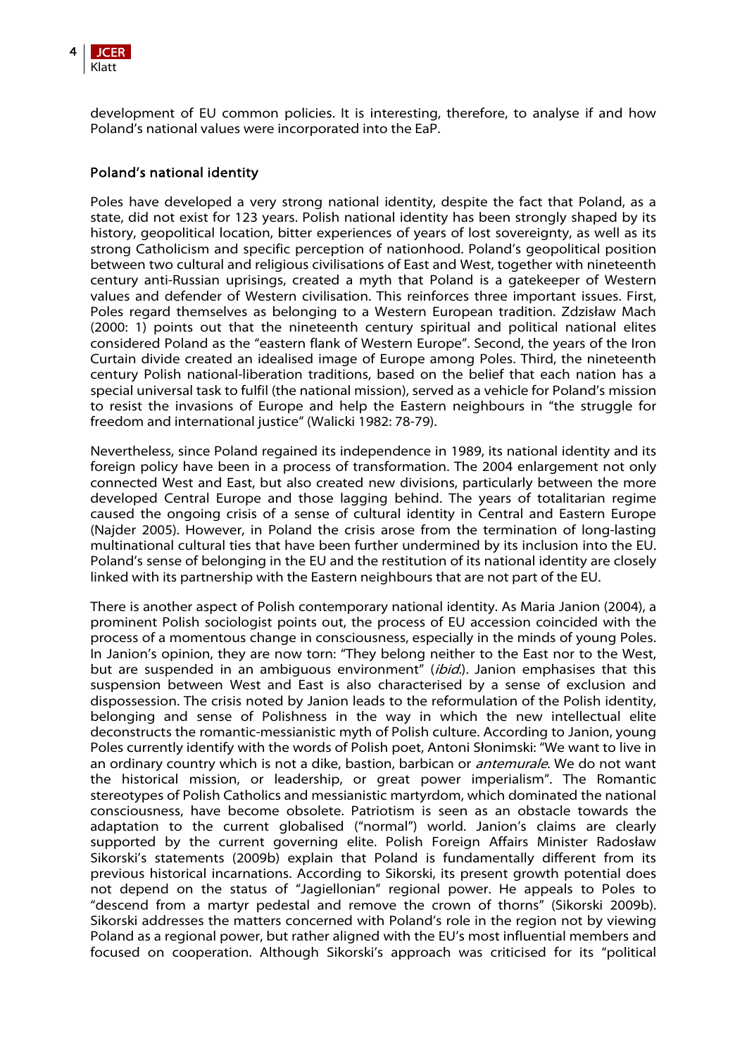development of EU common policies. It is interesting, therefore, to analyse if and how Poland's national values were incorporated into the EaP.

## Poland's national identity

Poles have developed a very strong national identity, despite the fact that Poland, as a state, did not exist for 123 years. Polish national identity has been strongly shaped by its history, geopolitical location, bitter experiences of years of lost sovereignty, as well as its strong Catholicism and specific perception of nationhood. Poland's geopolitical position between two cultural and religious civilisations of East and West, together with nineteenth century anti-Russian uprisings, created a myth that Poland is a gatekeeper of Western values and defender of Western civilisation. This reinforces three important issues. First, Poles regard themselves as belonging to a Western European tradition. Zdzisław Mach (2000: 1) points out that the nineteenth century spiritual and political national elites considered Poland as the "eastern flank of Western Europe". Second, the years of the Iron Curtain divide created an idealised image of Europe among Poles. Third, the nineteenth century Polish national-liberation traditions, based on the belief that each nation has a special universal task to fulfil (the national mission), served as a vehicle for Poland's mission to resist the invasions of Europe and help the Eastern neighbours in "the struggle for freedom and international justice" (Walicki 1982: 78-79).

Nevertheless, since Poland regained its independence in 1989, its national identity and its foreign policy have been in a process of transformation. The 2004 enlargement not only connected West and East, but also created new divisions, particularly between the more developed Central Europe and those lagging behind. The years of totalitarian regime caused the ongoing crisis of a sense of cultural identity in Central and Eastern Europe (Najder 2005). However, in Poland the crisis arose from the termination of long-lasting multinational cultural ties that have been further undermined by its inclusion into the EU. Poland's sense of belonging in the EU and the restitution of its national identity are closely linked with its partnership with the Eastern neighbours that are not part of the EU.

There is another aspect of Polish contemporary national identity. As Maria Janion (2004), a prominent Polish sociologist points out, the process of EU accession coincided with the process of a momentous change in consciousness, especially in the minds of young Poles. In Janion's opinion, they are now torn: "They belong neither to the East nor to the West, but are suspended in an ambiguous environment" (*ibid.*). Janion emphasises that this suspension between West and East is also characterised by a sense of exclusion and dispossession. The crisis noted by Janion leads to the reformulation of the Polish identity, belonging and sense of Polishness in the way in which the new intellectual elite deconstructs the romantic-messianistic myth of Polish culture. According to Janion, young Poles currently identify with the words of Polish poet, Antoni Słonimski: "We want to live in an ordinary country which is not a dike, bastion, barbican or *antemurale*. We do not want the historical mission, or leadership, or great power imperialism". The Romantic stereotypes of Polish Catholics and messianistic martyrdom, which dominated the national consciousness, have become obsolete. Patriotism is seen as an obstacle towards the adaptation to the current globalised ("normal") world. Janion's claims are clearly supported by the current governing elite. Polish Foreign Affairs Minister Radosław Sikorski's statements (2009b) explain that Poland is fundamentally different from its previous historical incarnations. According to Sikorski, its present growth potential does not depend on the status of "Jagiellonian" regional power. He appeals to Poles to "descend from a martyr pedestal and remove the crown of thorns" (Sikorski 2009b). Sikorski addresses the matters concerned with Poland's role in the region not by viewing Poland as a regional power, but rather aligned with the EU's most influential members and focused on cooperation. Although Sikorski's approach was criticised for its "political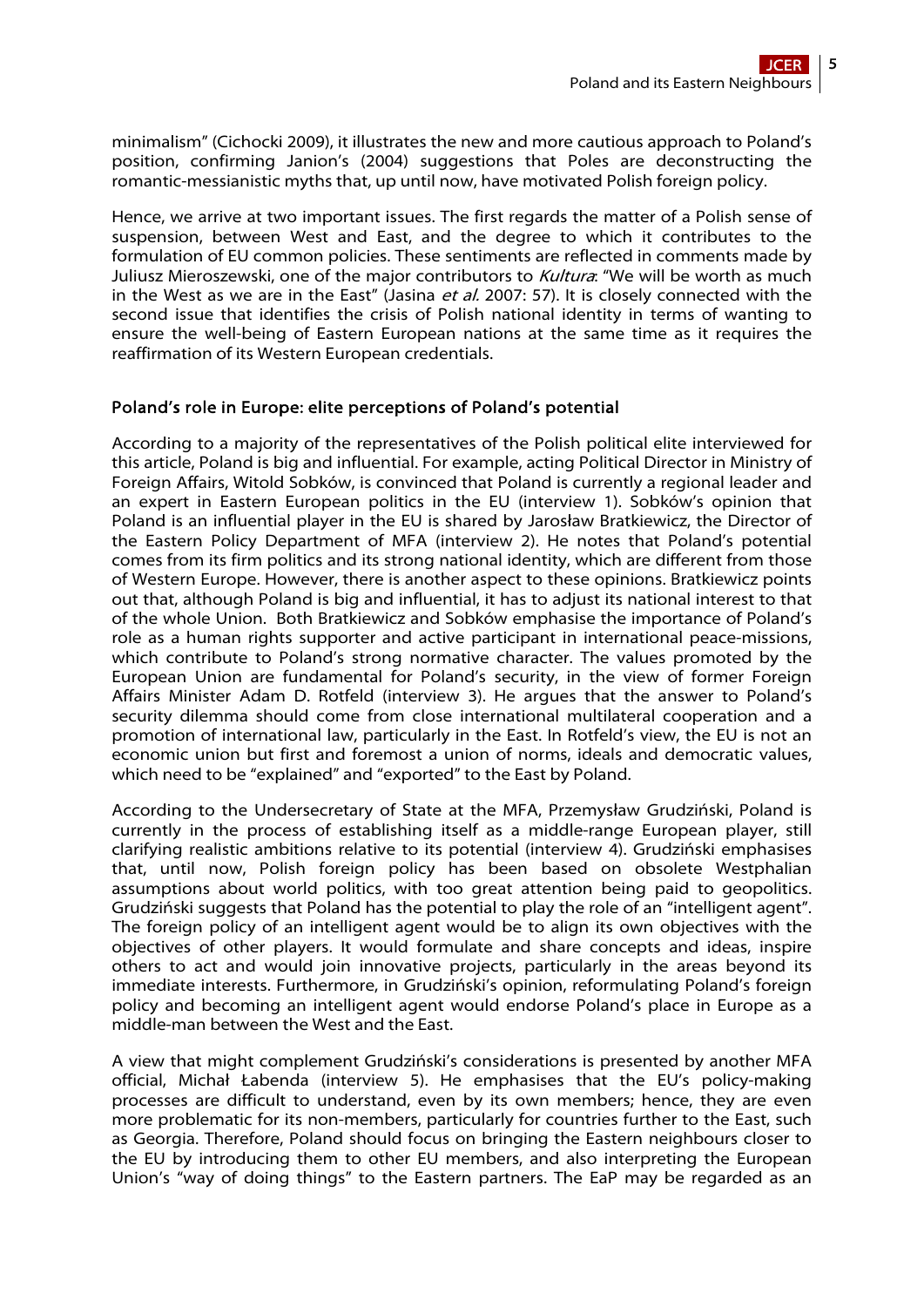minimalism" (Cichocki 2009), it illustrates the new and more cautious approach to Poland's position, confirming Janion's (2004) suggestions that Poles are deconstructing the romantic-messianistic myths that, up until now, have motivated Polish foreign policy.

Hence, we arrive at two important issues. The first regards the matter of a Polish sense of suspension, between West and East, and the degree to which it contributes to the formulation of EU common policies. These sentiments are reflected in comments made by Juliusz Mieroszewski, one of the major contributors to *Kultura*: "We will be worth as much in the West as we are in the East" (Jasina *et al.* 2007: 57). It is closely connected with the second issue that identifies the crisis of Polish national identity in terms of wanting to ensure the well-being of Eastern European nations at the same time as it requires the reaffirmation of its Western European credentials.

## Poland's role in Europe: elite perceptions of Poland's potential

According to a majority of the representatives of the Polish political elite interviewed for this article, Poland is big and influential. For example, acting Political Director in Ministry of Foreign Affairs, Witold Sobków, is convinced that Poland is currently a regional leader and an expert in Eastern European politics in the EU (interview 1). Sobków's opinion that Poland is an influential player in the EU is shared by Jarosław Bratkiewicz, the Director of the Eastern Policy Department of MFA (interview 2). He notes that Poland's potential comes from its firm politics and its strong national identity, which are different from those of Western Europe. However, there is another aspect to these opinions. Bratkiewicz points out that, although Poland is big and influential, it has to adjust its national interest to that of the whole Union. Both Bratkiewicz and Sobków emphasise the importance of Poland's role as a human rights supporter and active participant in international peace-missions, which contribute to Poland's strong normative character. The values promoted by the European Union are fundamental for Poland's security, in the view of former Foreign Affairs Minister Adam D. Rotfeld (interview 3). He argues that the answer to Poland's security dilemma should come from close international multilateral cooperation and a promotion of international law, particularly in the East. In Rotfeld's view, the EU is not an economic union but first and foremost a union of norms, ideals and democratic values, which need to be "explained" and "exported" to the East by Poland.

According to the Undersecretary of State at the MFA, Przemysław Grudziński, Poland is currently in the process of establishing itself as a middle-range European player, still clarifying realistic ambitions relative to its potential (interview 4). Grudziński emphasises that, until now, Polish foreign policy has been based on obsolete Westphalian assumptions about world politics, with too great attention being paid to geopolitics. Grudziński suggests that Poland has the potential to play the role of an "intelligent agent". The foreign policy of an intelligent agent would be to align its own objectives with the objectives of other players. It would formulate and share concepts and ideas, inspire others to act and would join innovative projects, particularly in the areas beyond its immediate interests. Furthermore, in Grudziński's opinion, reformulating Poland's foreign policy and becoming an intelligent agent would endorse Poland's place in Europe as a middle-man between the West and the East.

A view that might complement Grudziński's considerations is presented by another MFA official, Michał Łabenda (interview 5). He emphasises that the EU's policy-making processes are difficult to understand, even by its own members; hence, they are even more problematic for its non-members, particularly for countries further to the East, such as Georgia. Therefore, Poland should focus on bringing the Eastern neighbours closer to the EU by introducing them to other EU members, and also interpreting the European Union's "way of doing things" to the Eastern partners. The EaP may be regarded as an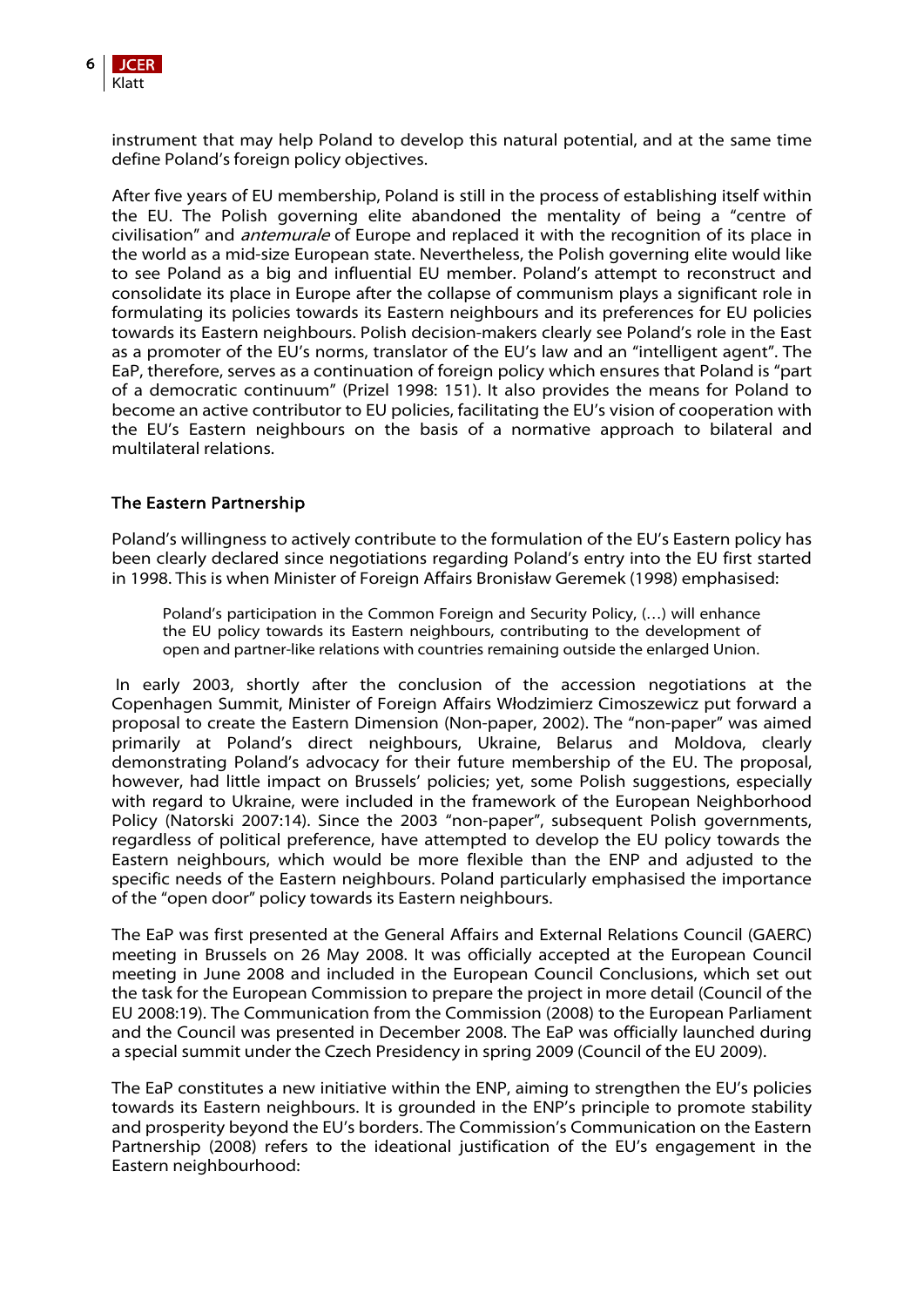instrument that may help Poland to develop this natural potential, and at the same time define Poland's foreign policy objectives.

After five years of EU membership, Poland is still in the process of establishing itself within the EU. The Polish governing elite abandoned the mentality of being a "centre of civilisation" and *antemurale* of Europe and replaced it with the recognition of its place in the world as a mid-size European state. Nevertheless, the Polish governing elite would like to see Poland as a big and influential EU member. Poland's attempt to reconstruct and consolidate its place in Europe after the collapse of communism plays a significant role in formulating its policies towards its Eastern neighbours and its preferences for EU policies towards its Eastern neighbours. Polish decision-makers clearly see Poland's role in the East as a promoter of the EU's norms, translator of the EU's law and an "intelligent agent". The EaP, therefore, serves as a continuation of foreign policy which ensures that Poland is "part of a democratic continuum" (Prizel 1998: 151). It also provides the means for Poland to become an active contributor to EU policies, facilitating the EU's vision of cooperation with the EU's Eastern neighbours on the basis of a normative approach to bilateral and multilateral relations.

## The Eastern Partnership

Poland's willingness to actively contribute to the formulation of the EU's Eastern policy has been clearly declared since negotiations regarding Poland's entry into the EU first started in 1998. This is when Minister of Foreign Affairs Bronisław Geremek (1998) emphasised:

> Poland's participation in the Common Foreign and Security Policy, (…) will enhance the EU policy towards its Eastern neighbours, contributing to the development of open and partner-like relations with countries remaining outside the enlarged Union.

In early 2003, shortly after the conclusion of the accession negotiations at the Copenhagen Summit, Minister of Foreign Affairs Włodzimierz Cimoszewicz put forward a proposal to create the Eastern Dimension (Non-paper, 2002). The "non-paper" was aimed primarily at Poland's direct neighbours, Ukraine, Belarus and Moldova, clearly demonstrating Poland's advocacy for their future membership of the EU. The proposal, however, had little impact on Brussels' policies; yet, some Polish suggestions, especially with regard to Ukraine, were included in the framework of the European Neighborhood Policy (Natorski 2007:14). Since the 2003 "non-paper", subsequent Polish governments, regardless of political preference, have attempted to develop the EU policy towards the Eastern neighbours, which would be more flexible than the ENP and adjusted to the specific needs of the Eastern neighbours. Poland particularly emphasised the importance of the "open door" policy towards its Eastern neighbours.

The EaP was first presented at the General Affairs and External Relations Council (GAERC) meeting in Brussels on 26 May 2008. It was officially accepted at the European Council meeting in June 2008 and included in the European Council Conclusions, which set out the task for the European Commission to prepare the project in more detail (Council of the EU 2008:19). The Communication from the Commission (2008) to the European Parliament and the Council was presented in December 2008. The EaP was officially launched during a special summit under the Czech Presidency in spring 2009 (Council of the EU 2009).

The EaP constitutes a new initiative within the ENP, aiming to strengthen the EU's policies towards its Eastern neighbours. It is grounded in the ENP's principle to promote stability and prosperity beyond the EU's borders. The Commission's Communication on the Eastern Partnership (2008) refers to the ideational justification of the EU's engagement in the Eastern neighbourhood: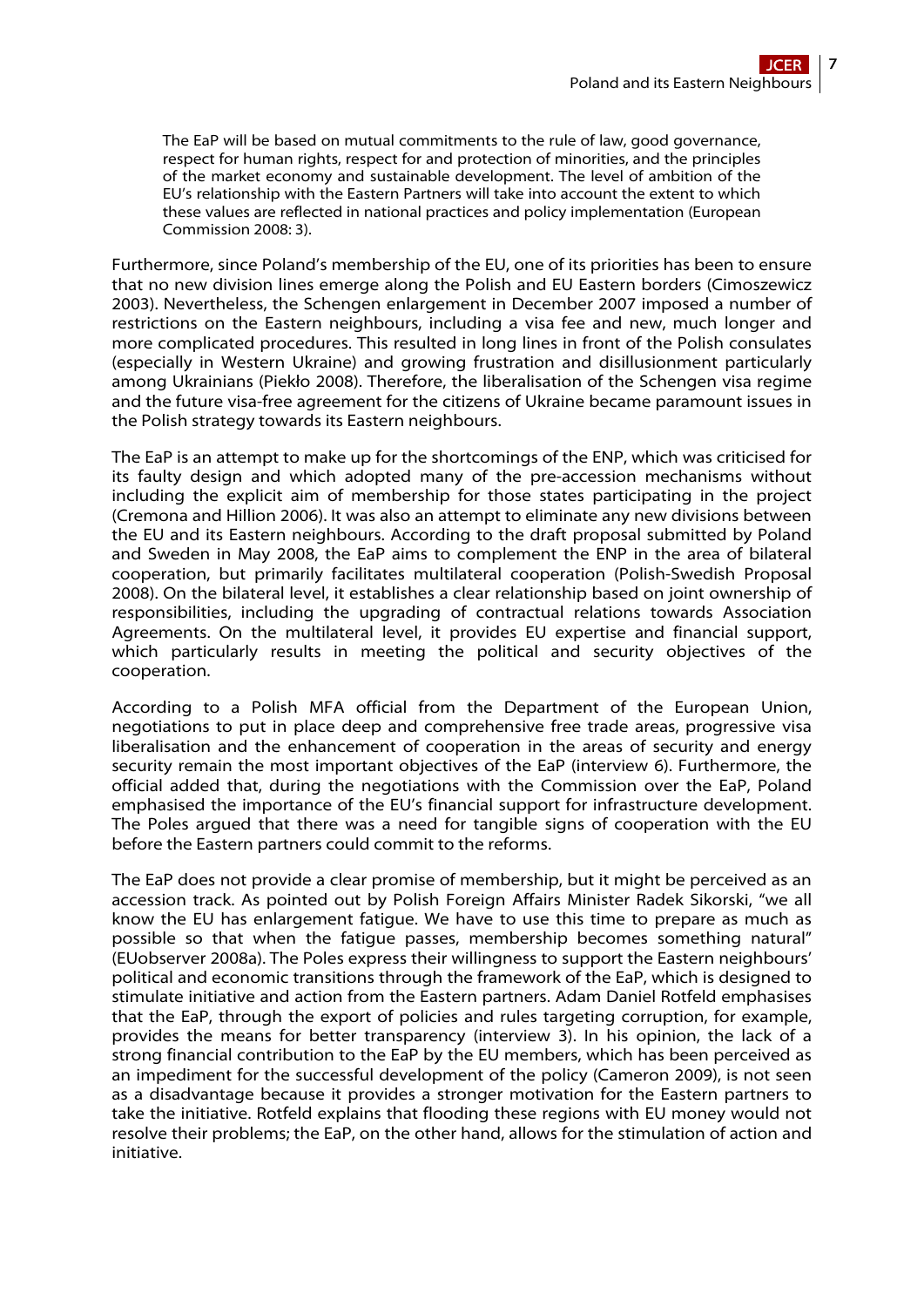> The EaP will be based on mutual commitments to the rule of law, good governance, respect for human rights, respect for and protection of minorities, and the principles of the market economy and sustainable development. The level of ambition of the EU's relationship with the Eastern Partners will take into account the extent to which these values are reflected in national practices and policy implementation (European Commission 2008: 3).

Furthermore, since Poland's membership of the EU, one of its priorities has been to ensure that no new division lines emerge along the Polish and EU Eastern borders (Cimoszewicz 2003). Nevertheless, the Schengen enlargement in December 2007 imposed a number of restrictions on the Eastern neighbours, including a visa fee and new, much longer and more complicated procedures. This resulted in long lines in front of the Polish consulates (especially in Western Ukraine) and growing frustration and disillusionment particularly among Ukrainians (Piekło 2008). Therefore, the liberalisation of the Schengen visa regime and the future visa-free agreement for the citizens of Ukraine became paramount issues in the Polish strategy towards its Eastern neighbours.

The EaP is an attempt to make up for the shortcomings of the ENP, which was criticised for its faulty design and which adopted many of the pre-accession mechanisms without including the explicit aim of membership for those states participating in the project (Cremona and Hillion 2006). It was also an attempt to eliminate any new divisions between the EU and its Eastern neighbours. According to the draft proposal submitted by Poland and Sweden in May 2008, the EaP aims to complement the ENP in the area of bilateral cooperation, but primarily facilitates multilateral cooperation (Polish-Swedish Proposal 2008). On the bilateral level, it establishes a clear relationship based on joint ownership of responsibilities, including the upgrading of contractual relations towards Association Agreements. On the multilateral level, it provides EU expertise and financial support, which particularly results in meeting the political and security objectives of the cooperation.

According to a Polish MFA official from the Department of the European Union, negotiations to put in place deep and comprehensive free trade areas, progressive visa liberalisation and the enhancement of cooperation in the areas of security and energy security remain the most important objectives of the EaP (interview 6). Furthermore, the official added that, during the negotiations with the Commission over the EaP, Poland emphasised the importance of the EU's financial support for infrastructure development. The Poles argued that there was a need for tangible signs of cooperation with the EU before the Eastern partners could commit to the reforms.

The EaP does not provide a clear promise of membership, but it might be perceived as an accession track. As pointed out by Polish Foreign Affairs Minister Radek Sikorski, "we all know the EU has enlargement fatigue. We have to use this time to prepare as much as possible so that when the fatigue passes, membership becomes something natural" (EUobserver 2008a). The Poles express their willingness to support the Eastern neighbours' political and economic transitions through the framework of the EaP, which is designed to stimulate initiative and action from the Eastern partners. Adam Daniel Rotfeld emphasises that the EaP, through the export of policies and rules targeting corruption, for example, provides the means for better transparency (interview 3). In his opinion, the lack of a strong financial contribution to the EaP by the EU members, which has been perceived as an impediment for the successful development of the policy (Cameron 2009), is not seen as a disadvantage because it provides a stronger motivation for the Eastern partners to take the initiative. Rotfeld explains that flooding these regions with EU money would not resolve their problems; the EaP, on the other hand, allows for the stimulation of action and initiative.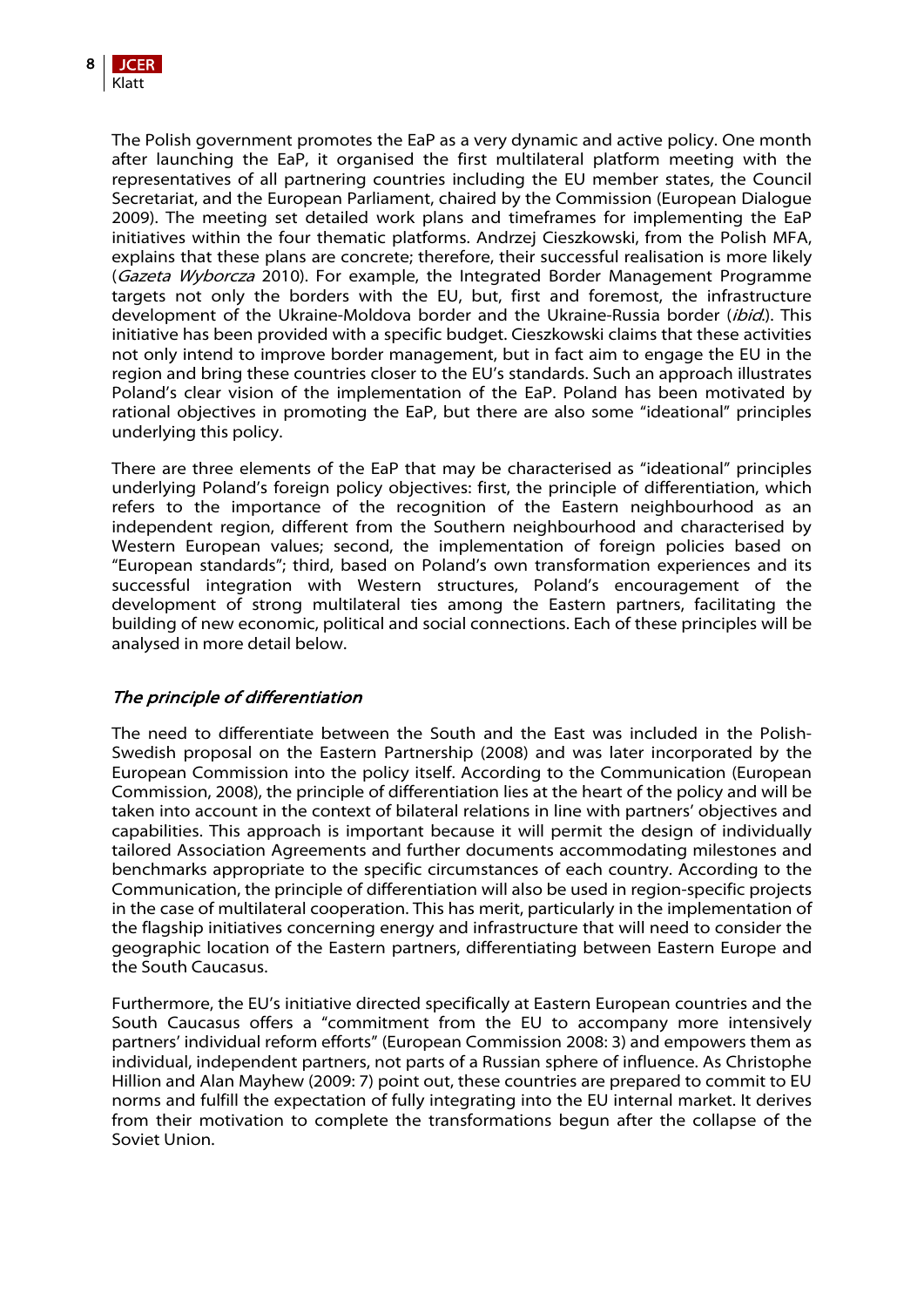The Polish government promotes the EaP as a very dynamic and active policy. One month after launching the EaP, it organised the first multilateral platform meeting with the representatives of all partnering countries including the EU member states, the Council Secretariat, and the European Parliament, chaired by the Commission (European Dialogue 2009). The meeting set detailed work plans and timeframes for implementing the EaP initiatives within the four thematic platforms. Andrzej Cieszkowski, from the Polish MFA, explains that these plans are concrete; therefore, their successful realisation is more likely (*Gazeta Wyborcza* 2010). For example, the Integrated Border Management Programme targets not only the borders with the EU, but, first and foremost, the infrastructure development of the Ukraine-Moldova border and the Ukraine-Russia border (*ibid.*). This initiative has been provided with a specific budget. Cieszkowski claims that these activities not only intend to improve border management, but in fact aim to engage the EU in the region and bring these countries closer to the EU's standards. Such an approach illustrates Poland's clear vision of the implementation of the EaP. Poland has been motivated by rational objectives in promoting the EaP, but there are also some "ideational" principles underlying this policy.

There are three elements of the EaP that may be characterised as "ideational" principles underlying Poland's foreign policy objectives: first, the principle of differentiation, which refers to the importance of the recognition of the Eastern neighbourhood as an independent region, different from the Southern neighbourhood and characterised by Western European values; second, the implementation of foreign policies based on "European standards"; third, based on Poland's own transformation experiences and its successful integration with Western structures, Poland's encouragement of the development of strong multilateral ties among the Eastern partners, facilitating the building of new economic, political and social connections. Each of these principles will be analysed in more detail below.

### *The principle of differentiation*

The need to differentiate between the South and the East was included in the Polish-Swedish proposal on the Eastern Partnership (2008) and was later incorporated by the European Commission into the policy itself. According to the Communication (European Commission, 2008), the principle of differentiation lies at the heart of the policy and will be taken into account in the context of bilateral relations in line with partners' objectives and capabilities. This approach is important because it will permit the design of individually tailored Association Agreements and further documents accommodating milestones and benchmarks appropriate to the specific circumstances of each country. According to the Communication, the principle of differentiation will also be used in region-specific projects in the case of multilateral cooperation. This has merit, particularly in the implementation of the flagship initiatives concerning energy and infrastructure that will need to consider the geographic location of the Eastern partners, differentiating between Eastern Europe and the South Caucasus.

Furthermore, the EU's initiative directed specifically at Eastern European countries and the South Caucasus offers a "commitment from the EU to accompany more intensively partners' individual reform efforts" (European Commission 2008: 3) and empowers them as individual, independent partners, not parts of a Russian sphere of influence. As Christophe Hillion and Alan Mayhew (2009: 7) point out, these countries are prepared to commit to EU norms and fulfill the expectation of fully integrating into the EU internal market. It derives from their motivation to complete the transformations begun after the collapse of the Soviet Union.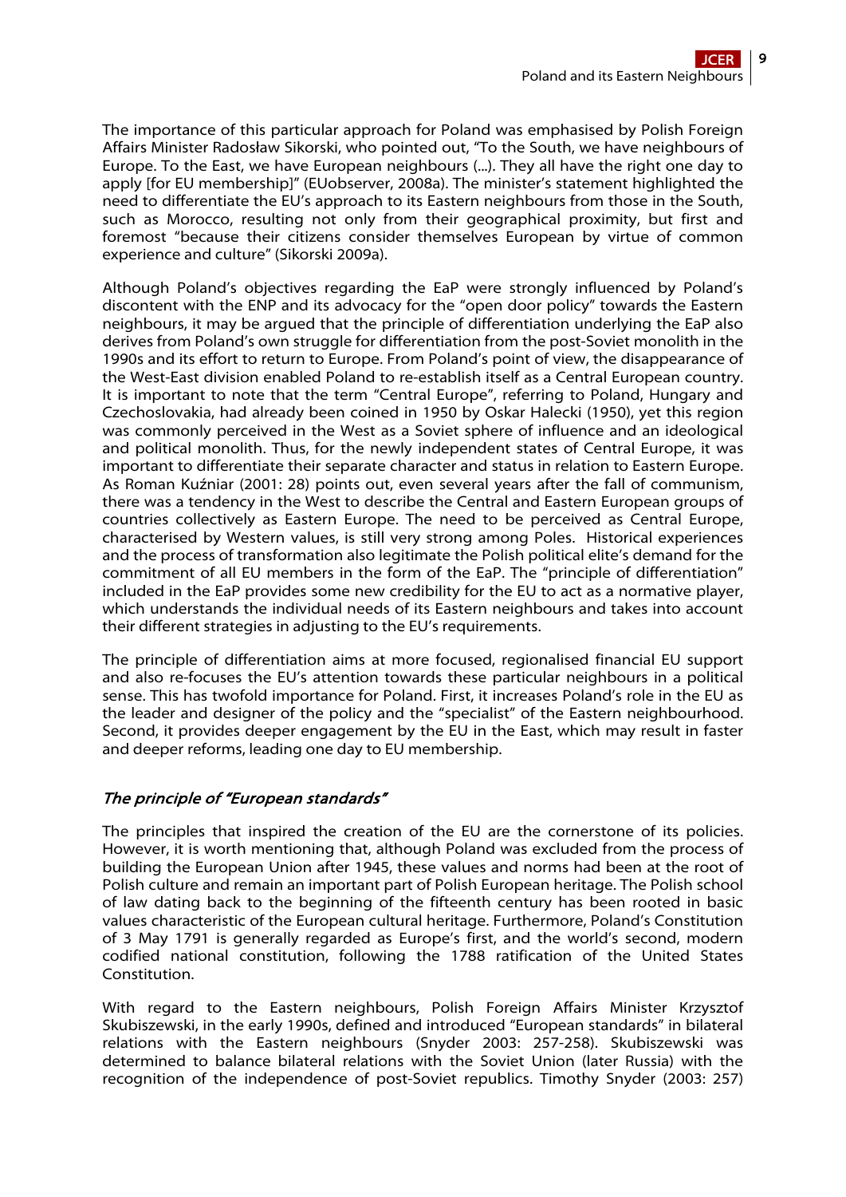The importance of this particular approach for Poland was emphasised by Polish Foreign Affairs Minister Radosław Sikorski, who pointed out, "To the South, we have neighbours of Europe. To the East, we have European neighbours (...). They all have the right one day to apply [for EU membership]" (EUobserver, 2008a). The minister's statement highlighted the need to differentiate the EU's approach to its Eastern neighbours from those in the South, such as Morocco, resulting not only from their geographical proximity, but first and foremost "because their citizens consider themselves European by virtue of common experience and culture" (Sikorski 2009a).

Although Poland's objectives regarding the EaP were strongly influenced by Poland's discontent with the ENP and its advocacy for the "open door policy" towards the Eastern neighbours, it may be argued that the principle of differentiation underlying the EaP also derives from Poland's own struggle for differentiation from the post-Soviet monolith in the 1990s and its effort to return to Europe. From Poland's point of view, the disappearance of the West-East division enabled Poland to re-establish itself as a Central European country. It is important to note that the term "Central Europe", referring to Poland, Hungary and Czechoslovakia, had already been coined in 1950 by Oskar Halecki (1950), yet this region was commonly perceived in the West as a Soviet sphere of influence and an ideological and political monolith. Thus, for the newly independent states of Central Europe, it was important to differentiate their separate character and status in relation to Eastern Europe. As Roman Kuźniar (2001: 28) points out, even several years after the fall of communism, there was a tendency in the West to describe the Central and Eastern European groups of countries collectively as Eastern Europe. The need to be perceived as Central Europe, characterised by Western values, is still very strong among Poles. Historical experiences and the process of transformation also legitimate the Polish political elite's demand for the commitment of all EU members in the form of the EaP. The "principle of differentiation" included in the EaP provides some new credibility for the EU to act as a normative player, which understands the individual needs of its Eastern neighbours and takes into account their different strategies in adjusting to the EU's requirements.

The principle of differentiation aims at more focused, regionalised financial EU support and also re-focuses the EU's attention towards these particular neighbours in a political sense. This has twofold importance for Poland. First, it increases Poland's role in the EU as the leader and designer of the policy and the "specialist" of the Eastern neighbourhood. Second, it provides deeper engagement by the EU in the East, which may result in faster and deeper reforms, leading one day to EU membership.

### *The principle of "European standards"*

The principles that inspired the creation of the EU are the cornerstone of its policies. However, it is worth mentioning that, although Poland was excluded from the process of building the European Union after 1945, these values and norms had been at the root of Polish culture and remain an important part of Polish European heritage. The Polish school of law dating back to the beginning of the fifteenth century has been rooted in basic values characteristic of the European cultural heritage. Furthermore, Poland's Constitution of 3 May 1791 is generally regarded as Europe's first, and the world's second, modern codified national constitution, following the 1788 ratification of the United States Constitution.

With regard to the Eastern neighbours, Polish Foreign Affairs Minister Krzysztof Skubiszewski, in the early 1990s, defined and introduced "European standards" in bilateral relations with the Eastern neighbours (Snyder 2003: 257-258). Skubiszewski was determined to balance bilateral relations with the Soviet Union (later Russia) with the recognition of the independence of post-Soviet republics. Timothy Snyder (2003: 257)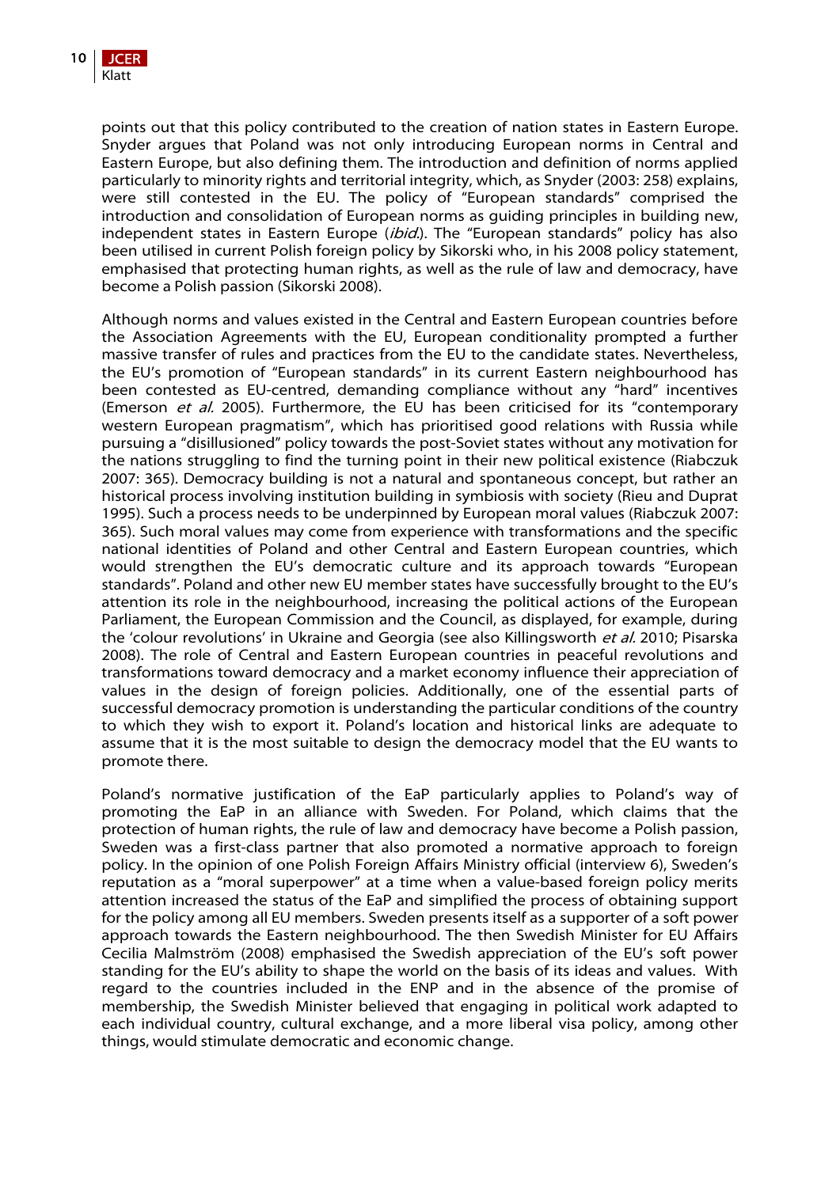points out that this policy contributed to the creation of nation states in Eastern Europe. Snyder argues that Poland was not only introducing European norms in Central and Eastern Europe, but also defining them. The introduction and definition of norms applied particularly to minority rights and territorial integrity, which, as Snyder (2003: 258) explains, were still contested in the EU. The policy of "European standards" comprised the introduction and consolidation of European norms as guiding principles in building new, independent states in Eastern Europe (*ibid.*). The "European standards" policy has also been utilised in current Polish foreign policy by Sikorski who, in his 2008 policy statement, emphasised that protecting human rights, as well as the rule of law and democracy, have become a Polish passion (Sikorski 2008).

Although norms and values existed in the Central and Eastern European countries before the Association Agreements with the EU, European conditionality prompted a further massive transfer of rules and practices from the EU to the candidate states. Nevertheless, the EU's promotion of "European standards" in its current Eastern neighbourhood has been contested as EU-centred, demanding compliance without any "hard" incentives (Emerson *et al.* 2005). Furthermore, the EU has been criticised for its "contemporary western European pragmatism", which has prioritised good relations with Russia while pursuing a "disillusioned" policy towards the post-Soviet states without any motivation for the nations struggling to find the turning point in their new political existence (Riabczuk 2007: 365). Democracy building is not a natural and spontaneous concept, but rather an historical process involving institution building in symbiosis with society (Rieu and Duprat 1995). Such a process needs to be underpinned by European moral values (Riabczuk 2007: 365). Such moral values may come from experience with transformations and the specific national identities of Poland and other Central and Eastern European countries, which would strengthen the EU's democratic culture and its approach towards "European standards". Poland and other new EU member states have successfully brought to the EU's attention its role in the neighbourhood, increasing the political actions of the European Parliament, the European Commission and the Council, as displayed, for example, during the 'colour revolutions' in Ukraine and Georgia (see also Killingsworth *et al.* 2010; Pisarska 2008). The role of Central and Eastern European countries in peaceful revolutions and transformations toward democracy and a market economy influence their appreciation of values in the design of foreign policies. Additionally, one of the essential parts of successful democracy promotion is understanding the particular conditions of the country to which they wish to export it. Poland's location and historical links are adequate to assume that it is the most suitable to design the democracy model that the EU wants to promote there.

Poland's normative justification of the EaP particularly applies to Poland's way of promoting the EaP in an alliance with Sweden. For Poland, which claims that the protection of human rights, the rule of law and democracy have become a Polish passion, Sweden was a first-class partner that also promoted a normative approach to foreign policy. In the opinion of one Polish Foreign Affairs Ministry official (interview 6), Sweden's reputation as a "moral superpower" at a time when a value-based foreign policy merits attention increased the status of the EaP and simplified the process of obtaining support for the policy among all EU members. Sweden presents itself as a supporter of a soft power approach towards the Eastern neighbourhood. The then Swedish Minister for EU Affairs Cecilia Malmström (2008) emphasised the Swedish appreciation of the EU's soft power standing for the EU's ability to shape the world on the basis of its ideas and values. With regard to the countries included in the ENP and in the absence of the promise of membership, the Swedish Minister believed that engaging in political work adapted to each individual country, cultural exchange, and a more liberal visa policy, among other things, would stimulate democratic and economic change.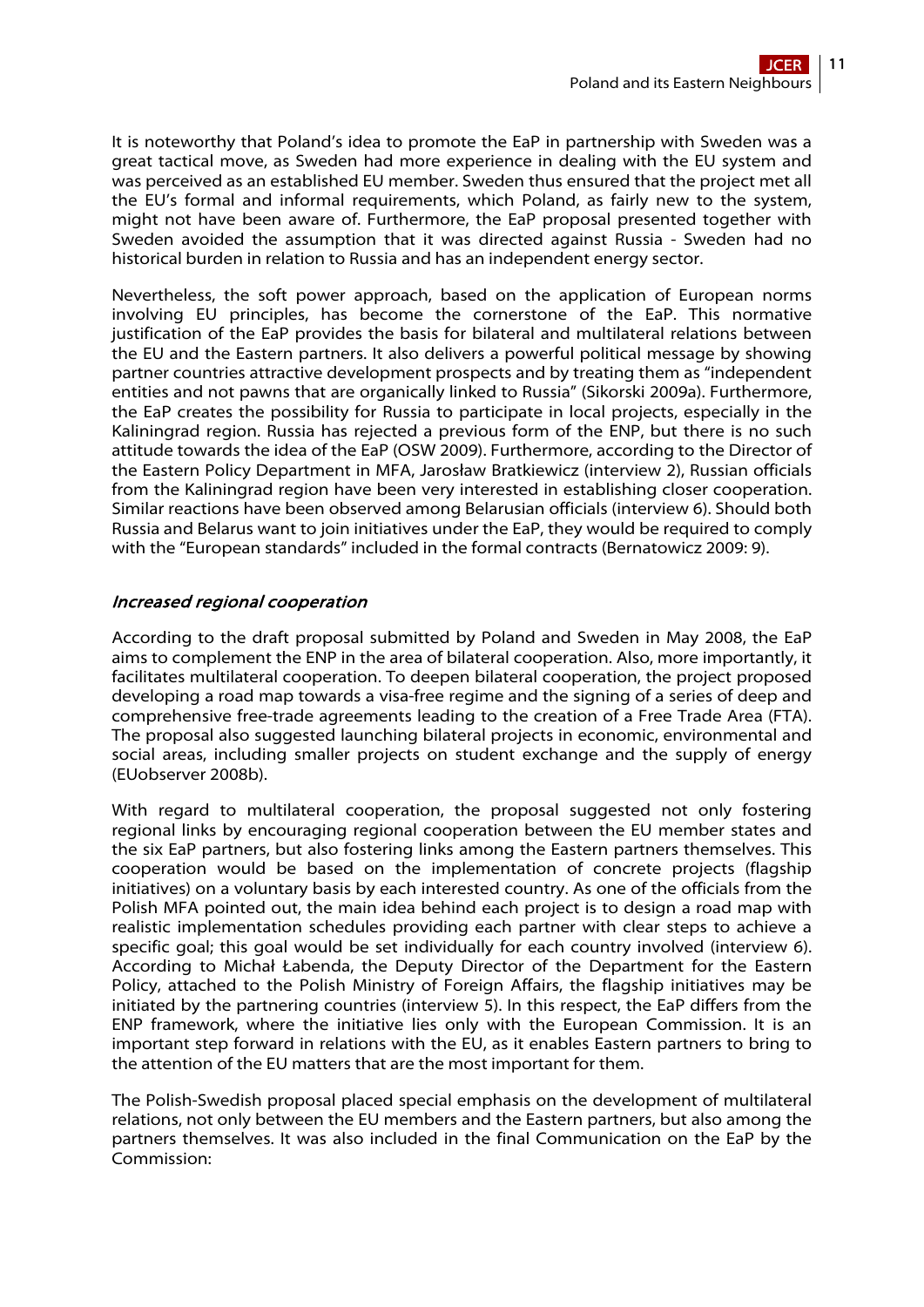It is noteworthy that Poland's idea to promote the EaP in partnership with Sweden was a great tactical move, as Sweden had more experience in dealing with the EU system and was perceived as an established EU member. Sweden thus ensured that the project met all the EU's formal and informal requirements, which Poland, as fairly new to the system, might not have been aware of. Furthermore, the EaP proposal presented together with Sweden avoided the assumption that it was directed against Russia - Sweden had no historical burden in relation to Russia and has an independent energy sector.

Nevertheless, the soft power approach, based on the application of European norms involving EU principles, has become the cornerstone of the EaP. This normative justification of the EaP provides the basis for bilateral and multilateral relations between the EU and the Eastern partners. It also delivers a powerful political message by showing partner countries attractive development prospects and by treating them as "independent entities and not pawns that are organically linked to Russia" (Sikorski 2009a). Furthermore, the EaP creates the possibility for Russia to participate in local projects, especially in the Kaliningrad region. Russia has rejected a previous form of the ENP, but there is no such attitude towards the idea of the EaP (OSW 2009). Furthermore, according to the Director of the Eastern Policy Department in MFA, Jarosław Bratkiewicz (interview 2), Russian officials from the Kaliningrad region have been very interested in establishing closer cooperation. Similar reactions have been observed among Belarusian officials (interview 6). Should both Russia and Belarus want to join initiatives under the EaP, they would be required to comply with the "European standards" included in the formal contracts (Bernatowicz 2009: 9).

### *Increased regional cooperation*

According to the draft proposal submitted by Poland and Sweden in May 2008, the EaP aims to complement the ENP in the area of bilateral cooperation. Also, more importantly, it facilitates multilateral cooperation. To deepen bilateral cooperation, the project proposed developing a road map towards a visa-free regime and the signing of a series of deep and comprehensive free-trade agreements leading to the creation of a Free Trade Area (FTA). The proposal also suggested launching bilateral projects in economic, environmental and social areas, including smaller projects on student exchange and the supply of energy (EUobserver 2008b).

With regard to multilateral cooperation, the proposal suggested not only fostering regional links by encouraging regional cooperation between the EU member states and the six EaP partners, but also fostering links among the Eastern partners themselves. This cooperation would be based on the implementation of concrete projects (flagship initiatives) on a voluntary basis by each interested country. As one of the officials from the Polish MFA pointed out, the main idea behind each project is to design a road map with realistic implementation schedules providing each partner with clear steps to achieve a specific goal; this goal would be set individually for each country involved (interview 6). According to Michał Łabenda, the Deputy Director of the Department for the Eastern Policy, attached to the Polish Ministry of Foreign Affairs, the flagship initiatives may be initiated by the partnering countries (interview 5). In this respect, the EaP differs from the ENP framework, where the initiative lies only with the European Commission. It is an important step forward in relations with the EU, as it enables Eastern partners to bring to the attention of the EU matters that are the most important for them.

The Polish-Swedish proposal placed special emphasis on the development of multilateral relations, not only between the EU members and the Eastern partners, but also among the partners themselves. It was also included in the final Communication on the EaP by the Commission: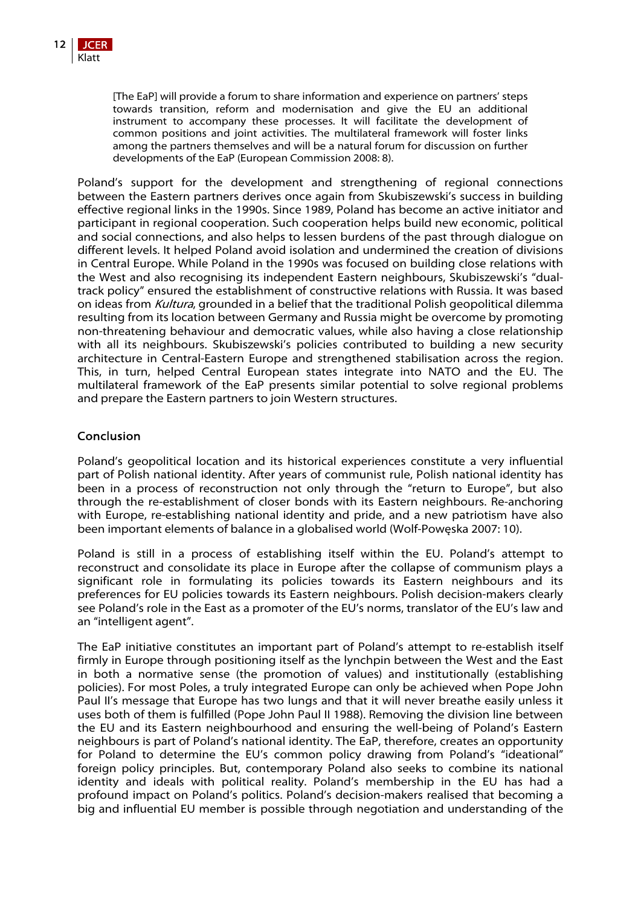> [The EaP] will provide a forum to share information and experience on partners' steps towards transition, reform and modernisation and give the EU an additional instrument to accompany these processes. It will facilitate the development of common positions and joint activities. The multilateral framework will foster links among the partners themselves and will be a natural forum for discussion on further developments of the EaP (European Commission 2008: 8).

Poland's support for the development and strengthening of regional connections between the Eastern partners derives once again from Skubiszewski's success in building effective regional links in the 1990s. Since 1989, Poland has become an active initiator and participant in regional cooperation. Such cooperation helps build new economic, political and social connections, and also helps to lessen burdens of the past through dialogue on different levels. It helped Poland avoid isolation and undermined the creation of divisions in Central Europe. While Poland in the 1990s was focused on building close relations with the West and also recognising its independent Eastern neighbours, Skubiszewski's "dual-track policy" ensured the establishment of constructive relations with Russia. It was based on ideas from *Kultura*, grounded in a belief that the traditional Polish geopolitical dilemma resulting from its location between Germany and Russia might be overcome by promoting non-threatening behaviour and democratic values, while also having a close relationship with all its neighbours. Skubiszewski's policies contributed to building a new security architecture in Central-Eastern Europe and strengthened stabilisation across the region. This, in turn, helped Central European states integrate into NATO and the EU. The multilateral framework of the EaP presents similar potential to solve regional problems and prepare the Eastern partners to join Western structures.

## Conclusion

Poland's geopolitical location and its historical experiences constitute a very influential part of Polish national identity. After years of communist rule, Polish national identity has been in a process of reconstruction not only through the "return to Europe", but also through the re-establishment of closer bonds with its Eastern neighbours. Re-anchoring with Europe, re-establishing national identity and pride, and a new patriotism have also been important elements of balance in a globalised world (Wolf-Powęska 2007: 10).

Poland is still in a process of establishing itself within the EU. Poland's attempt to reconstruct and consolidate its place in Europe after the collapse of communism plays a significant role in formulating its policies towards its Eastern neighbours and its preferences for EU policies towards its Eastern neighbours. Polish decision-makers clearly see Poland's role in the East as a promoter of the EU's norms, translator of the EU's law and an "intelligent agent".

The EaP initiative constitutes an important part of Poland's attempt to re-establish itself firmly in Europe through positioning itself as the lynchpin between the West and the East in both a normative sense (the promotion of values) and institutionally (establishing policies). For most Poles, a truly integrated Europe can only be achieved when Pope John Paul II's message that Europe has two lungs and that it will never breathe easily unless it uses both of them is fulfilled (Pope John Paul II 1988). Removing the division line between the EU and its Eastern neighbourhood and ensuring the well-being of Poland's Eastern neighbours is part of Poland's national identity. The EaP, therefore, creates an opportunity for Poland to determine the EU's common policy drawing from Poland's "ideational" foreign policy principles. But, contemporary Poland also seeks to combine its national identity and ideals with political reality. Poland's membership in the EU has had a profound impact on Poland's politics. Poland's decision-makers realised that becoming a big and influential EU member is possible through negotiation and understanding of the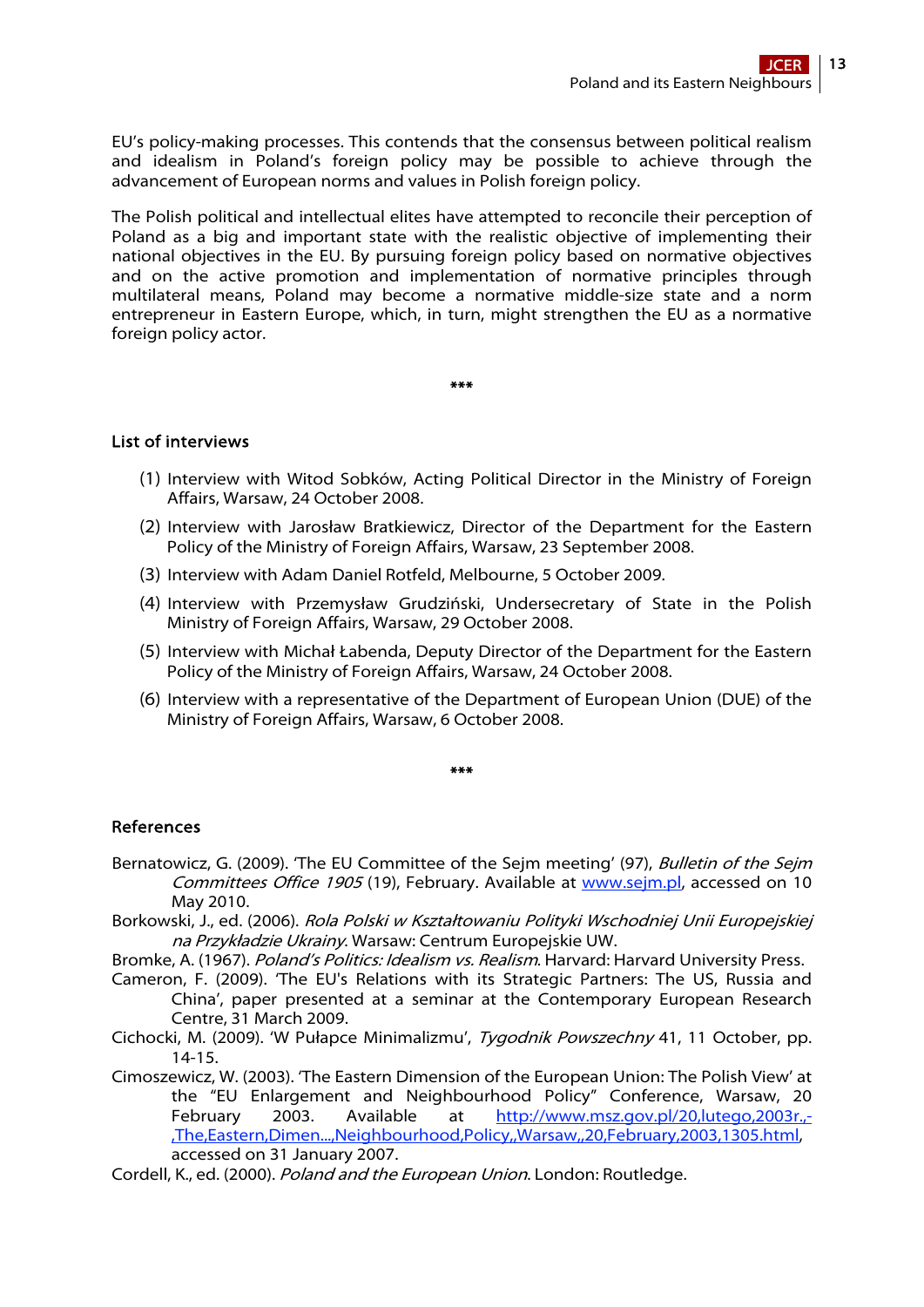EU's policy-making processes. This contends that the consensus between political realism and idealism in Poland's foreign policy may be possible to achieve through the advancement of European norms and values in Polish foreign policy.

The Polish political and intellectual elites have attempted to reconcile their perception of Poland as a big and important state with the realistic objective of implementing their national objectives in the EU. By pursuing foreign policy based on normative objectives and on the active promotion and implementation of normative principles through multilateral means, Poland may become a normative middle-size state and a norm entrepreneur in Eastern Europe, which, in turn, might strengthen the EU as a normative foreign policy actor.

***

### List of interviews

(1) Interview with Witod Sobków, Acting Political Director in the Ministry of Foreign Affairs, Warsaw, 24 October 2008.

(2) Interview with Jarosław Bratkiewicz, Director of the Department for the Eastern Policy of the Ministry of Foreign Affairs, Warsaw, 23 September 2008.

(3) Interview with Adam Daniel Rotfeld, Melbourne, 5 October 2009.

(4) Interview with Przemysław Grudziński, Undersecretary of State in the Polish Ministry of Foreign Affairs, Warsaw, 29 October 2008.

(5) Interview with Michał Łabenda, Deputy Director of the Department for the Eastern Policy of the Ministry of Foreign Affairs, Warsaw, 24 October 2008.

(6) Interview with a representative of the Department of European Union (DUE) of the Ministry of Foreign Affairs, Warsaw, 6 October 2008.

***

### References

Bernatowicz, G. (2009). 'The EU Committee of the Sejm meeting' (97), *Bulletin of the Sejm Committees Office 1905* (19), February. Available at www.sejm.pl, accessed on 10 May 2010.

Borkowski, J., ed. (2006). *Rola Polski w Kształtowaniu Polityki Wschodniej Unii Europejskiej na Przykładzie Ukrainy*. Warsaw: Centrum Europejskie UW.

Bromke, A. (1967). *Poland's Politics: Idealism vs. Realism*. Harvard: Harvard University Press.

Cameron, F. (2009). 'The EU's Relations with its Strategic Partners: The US, Russia and China', paper presented at a seminar at the Contemporary European Research Centre, 31 March 2009.

Cichocki, M. (2009). 'W Pułapce Minimalizmu', *Tygodnik Powszechny* 41, 11 October, pp. 14-15.

Cimoszewicz, W. (2003). 'The Eastern Dimension of the European Union: The Polish View' at the "EU Enlargement and Neighbourhood Policy" Conference, Warsaw, 20 February 2003. Available at http://www.msz.gov.pl/20,lutego,2003r.,-,The,Eastern,Dimen...,Neighbourhood,Policy,,Warsaw,,20,February,2003,1305.html, accessed on 31 January 2007.

Cordell, K., ed. (2000). *Poland and the European Union*. London: Routledge.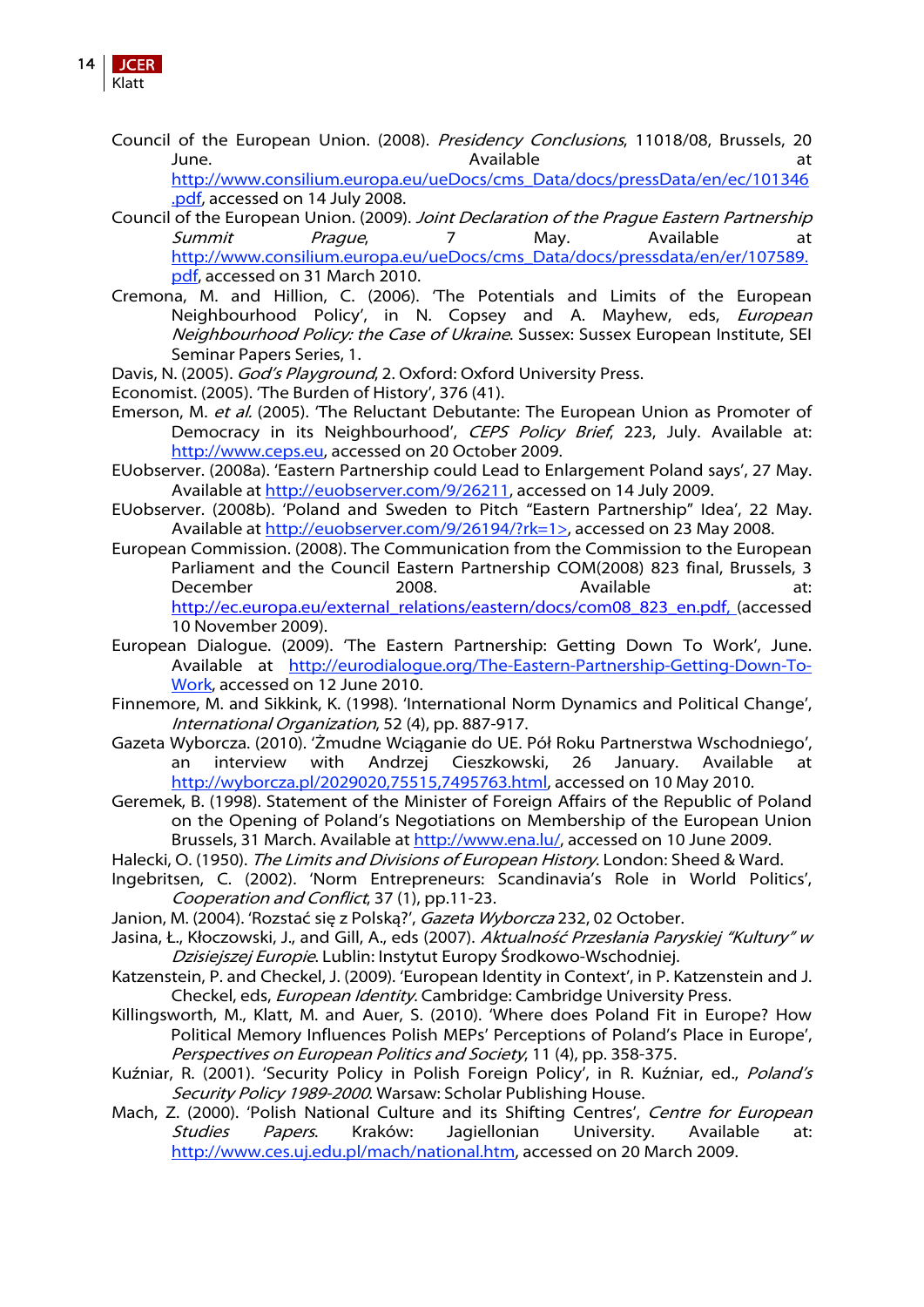Council of the European Union. (2008). *Presidency Conclusions*, 11018/08, Brussels, 20 June. Available at http://www.consilium.europa.eu/ueDocs/cms_Data/docs/pressData/en/ec/101346.pdf, accessed on 14 July 2008.

Council of the European Union. (2009). *Joint Declaration of the Prague Eastern Partnership Summit Prague*, 7 May. Available at http://www.consilium.europa.eu/ueDocs/cms_Data/docs/pressdata/en/er/107589.pdf, accessed on 31 March 2010.

Cremona, M. and Hillion, C. (2006). 'The Potentials and Limits of the European Neighbourhood Policy', in N. Copsey and A. Mayhew, eds, *European Neighbourhood Policy: the Case of Ukraine*. Sussex: Sussex European Institute, SEI Seminar Papers Series, 1.

Davis, N. (2005). *God's Playground*, 2. Oxford: Oxford University Press.

Economist. (2005). 'The Burden of History', 376 (41).

Emerson, M. *et al.* (2005). 'The Reluctant Debutante: The European Union as Promoter of Democracy in its Neighbourhood', *CEPS Policy Brief*, 223, July. Available at: http://www.ceps.eu, accessed on 20 October 2009.

EUobserver. (2008a). 'Eastern Partnership could Lead to Enlargement Poland says', 27 May. Available at http://euobserver.com/9/26211, accessed on 14 July 2009.

EUobserver. (2008b). 'Poland and Sweden to Pitch "Eastern Partnership" Idea', 22 May. Available at http://euobserver.com/9/26194/?rk=1>, accessed on 23 May 2008.

European Commission. (2008). The Communication from the Commission to the European Parliament and the Council Eastern Partnership COM(2008) 823 final, Brussels, 3 December 2008. Available at: http://ec.europa.eu/external_relations/eastern/docs/com08_823_en.pdf, (accessed 10 November 2009).

European Dialogue. (2009). 'The Eastern Partnership: Getting Down To Work', June. Available at http://eurodialogue.org/The-Eastern-Partnership-Getting-Down-To-Work, accessed on 12 June 2010.

Finnemore, M. and Sikkink, K. (1998). 'International Norm Dynamics and Political Change', *International Organization*, 52 (4), pp. 887-917.

Gazeta Wyborcza. (2010). 'Żmudne Wciąganie do UE. Pół Roku Partnerstwa Wschodniego', an interview with Andrzej Cieszkowski, 26 January. Available at http://wyborcza.pl/2029020,75515,7495763.html, accessed on 10 May 2010.

Geremek, B. (1998). Statement of the Minister of Foreign Affairs of the Republic of Poland on the Opening of Poland's Negotiations on Membership of the European Union Brussels, 31 March. Available at http://www.ena.lu/, accessed on 10 June 2009.

Halecki, O. (1950). *The Limits and Divisions of European History*. London: Sheed & Ward.

Ingebritsen, C. (2002). 'Norm Entrepreneurs: Scandinavia's Role in World Politics', *Cooperation and Conflict*, 37 (1), pp.11-23.

Janion, M. (2004). 'Rozstać się z Polską?', *Gazeta Wyborcza* 232, 02 October.

Jasina, Ł., Kłoczowski, J., and Gill, A., eds (2007). *Aktualność Przesłania Paryskiej "Kultury" w Dzisiejszej Europie*. Lublin: Instytut Europy Środkowo-Wschodniej.

Katzenstein, P. and Checkel, J. (2009). 'European Identity in Context', in P. Katzenstein and J. Checkel, eds, *European Identity*. Cambridge: Cambridge University Press.

Killingsworth, M., Klatt, M. and Auer, S. (2010). 'Where does Poland Fit in Europe? How Political Memory Influences Polish MEPs' Perceptions of Poland's Place in Europe', *Perspectives on European Politics and Society*, 11 (4), pp. 358-375.

Kuźniar, R. (2001). 'Security Policy in Polish Foreign Policy', in R. Kuźniar, ed., *Poland's Security Policy 1989-2000*. Warsaw: Scholar Publishing House.

Mach, Z. (2000). 'Polish National Culture and its Shifting Centres', *Centre for European Studies Papers*. Kraków: Jagiellonian University. Available at: http://www.ces.uj.edu.pl/mach/national.htm, accessed on 20 March 2009.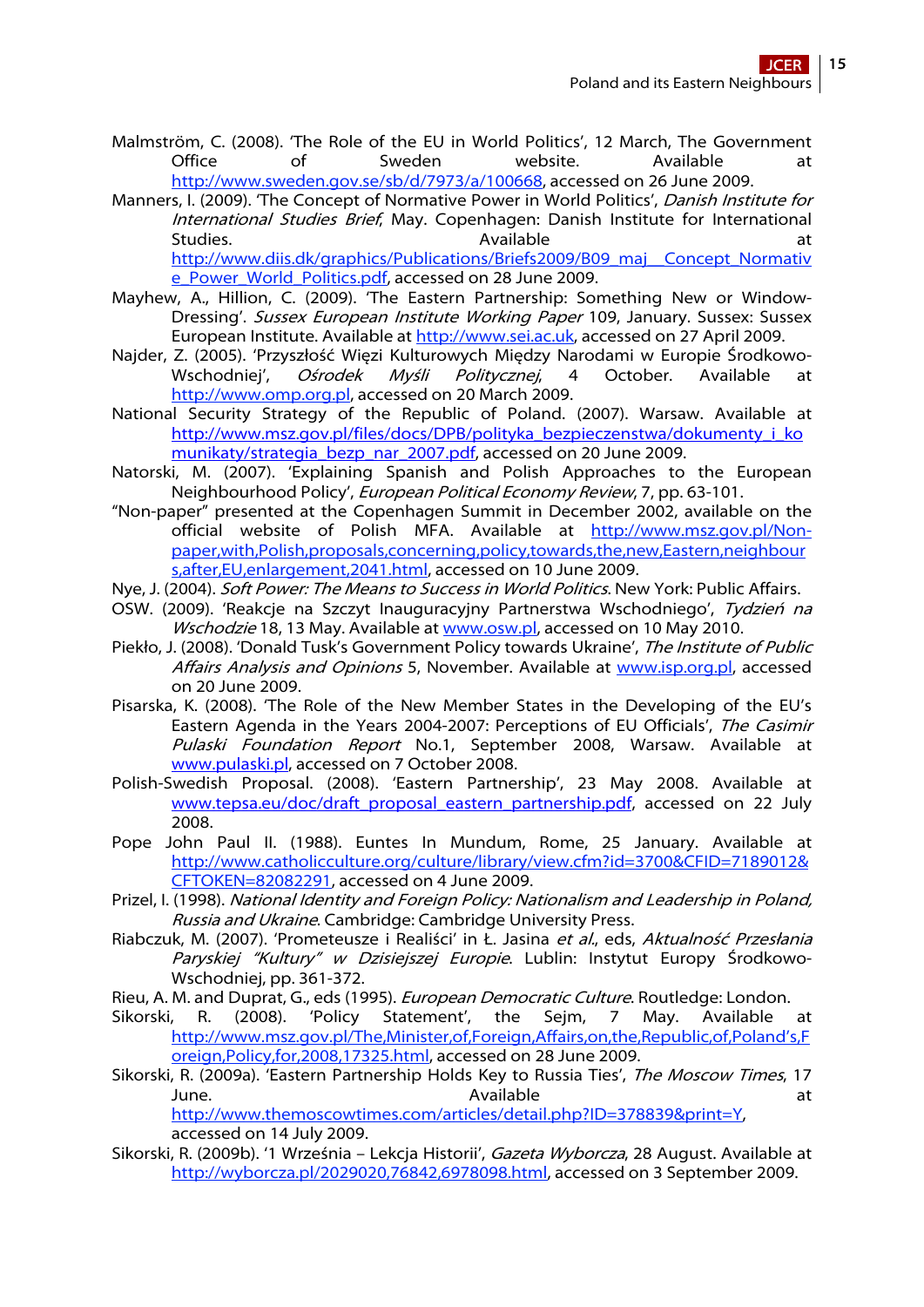Malmström, C. (2008). 'The Role of the EU in World Politics', 12 March, The Government Office of Sweden website. Available at http://www.sweden.gov.se/sb/d/7973/a/100668, accessed on 26 June 2009.

Manners, I. (2009). 'The Concept of Normative Power in World Politics', *Danish Institute for International Studies Brief*, May. Copenhagen: Danish Institute for International Studies. Available at http://www.diis.dk/graphics/Publications/Briefs2009/B09_maj__Concept_Normative_Power_World_Politics.pdf, accessed on 28 June 2009.

Mayhew, A., Hillion, C. (2009). 'The Eastern Partnership: Something New or Window-Dressing'. *Sussex European Institute Working Paper* 109, January. Sussex: Sussex European Institute. Available at http://www.sei.ac.uk, accessed on 27 April 2009.

Najder, Z. (2005). 'Przyszłość Więzi Kulturowych Między Narodami w Europie Środkowo-Wschodniej', *Ośrodek Myśli Politycznej*, 4 October. Available at http://www.omp.org.pl, accessed on 20 March 2009.

National Security Strategy of the Republic of Poland. (2007). Warsaw. Available at http://www.msz.gov.pl/files/docs/DPB/polityka_bezpieczenstwa/dokumenty_i_komunikaty/strategia_bezp_nar_2007.pdf, accessed on 20 June 2009.

Natorski, M. (2007). 'Explaining Spanish and Polish Approaches to the European Neighbourhood Policy', *European Political Economy Review*, 7, pp. 63-101.

"Non-paper" presented at the Copenhagen Summit in December 2002, available on the official website of Polish MFA. Available at http://www.msz.gov.pl/Non-paper,with,Polish,proposals,concerning,policy,towards,the,new,Eastern,neighbours,after,EU,enlargement,2041.html, accessed on 10 June 2009.

Nye, J. (2004). *Soft Power: The Means to Success in World Politics*. New York: Public Affairs.

OSW. (2009). 'Reakcje na Szczyt Inauguracyjny Partnerstwa Wschodniego', *Tydzień na Wschodzie* 18, 13 May. Available at www.osw.pl, accessed on 10 May 2010.

Piekło, J. (2008). 'Donald Tusk's Government Policy towards Ukraine', *The Institute of Public Affairs Analysis and Opinions* 5, November. Available at www.isp.org.pl, accessed on 20 June 2009.

Pisarska, K. (2008). 'The Role of the New Member States in the Developing of the EU's Eastern Agenda in the Years 2004-2007: Perceptions of EU Officials', *The Casimir Pulaski Foundation Report* No.1, September 2008, Warsaw. Available at www.pulaski.pl, accessed on 7 October 2008.

Polish-Swedish Proposal. (2008). 'Eastern Partnership', 23 May 2008. Available at www.tepsa.eu/doc/draft_proposal_eastern_partnership.pdf, accessed on 22 July 2008.

Pope John Paul II. (1988). Euntes In Mundum, Rome, 25 January. Available at http://www.catholicculture.org/culture/library/view.cfm?id=3700&CFID=7189012&CFTOKEN=82082291, accessed on 4 June 2009.

Prizel, I. (1998). *National Identity and Foreign Policy: Nationalism and Leadership in Poland, Russia and Ukraine*. Cambridge: Cambridge University Press.

Riabczuk, M. (2007). 'Prometeusze i Realiści' in Ł. Jasina *et al.*, eds, *Aktualność Przesłania Paryskiej "Kultury" w Dzisiejszej Europie*. Lublin: Instytut Europy Środkowo-Wschodniej, pp. 361-372.

Rieu, A. M. and Duprat, G., eds (1995). *European Democratic Culture*. Routledge: London.

Sikorski, R. (2008). 'Policy Statement', the Sejm, 7 May. Available at http://www.msz.gov.pl/The,Minister,of,Foreign,Affairs,on,the,Republic,of,Poland's,Foreign,Policy,for,2008,17325.html, accessed on 28 June 2009.

Sikorski, R. (2009a). 'Eastern Partnership Holds Key to Russia Ties', *The Moscow Times*, 17 June. Available at http://www.themoscowtimes.com/articles/detail.php?ID=378839&print=Y, accessed on 14 July 2009.

Sikorski, R. (2009b). '1 Września – Lekcja Historii', *Gazeta Wyborcza*, 28 August. Available at http://wyborcza.pl/2029020,76842,6978098.html, accessed on 3 September 2009.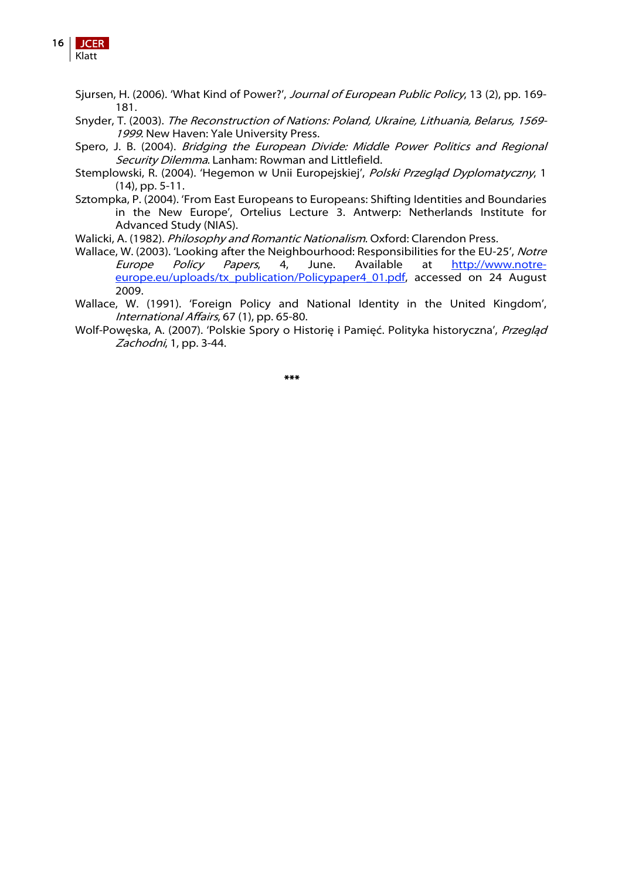Sjursen, H. (2006). 'What Kind of Power?', *Journal of European Public Policy*, 13 (2), pp. 169-181.

Snyder, T. (2003). *The Reconstruction of Nations: Poland, Ukraine, Lithuania, Belarus, 1569-1999*. New Haven: Yale University Press.

Spero, J. B. (2004). *Bridging the European Divide: Middle Power Politics and Regional Security Dilemma*. Lanham: Rowman and Littlefield.

Stemplowski, R. (2004). 'Hegemon w Unii Europejskiej', *Polski Przegląd Dyplomatyczny*, 1 (14), pp. 5-11.

Sztompka, P. (2004). 'From East Europeans to Europeans: Shifting Identities and Boundaries in the New Europe', Ortelius Lecture 3. Antwerp: Netherlands Institute for Advanced Study (NIAS).

Walicki, A. (1982). *Philosophy and Romantic Nationalism*. Oxford: Clarendon Press.

Wallace, W. (2003). 'Looking after the Neighbourhood: Responsibilities for the EU-25', *Notre Europe Policy Papers*, 4, June. Available at http://www.notre-europe.eu/uploads/tx_publication/Policypaper4_01.pdf, accessed on 24 August 2009.

Wallace, W. (1991). 'Foreign Policy and National Identity in the United Kingdom', *International Affairs*, 67 (1), pp. 65-80.

Wolf-Powęska, A. (2007). 'Polskie Spory o Historię i Pamięć. Polityka historyczna', *Przegląd Zachodni*, 1, pp. 3-44.

***